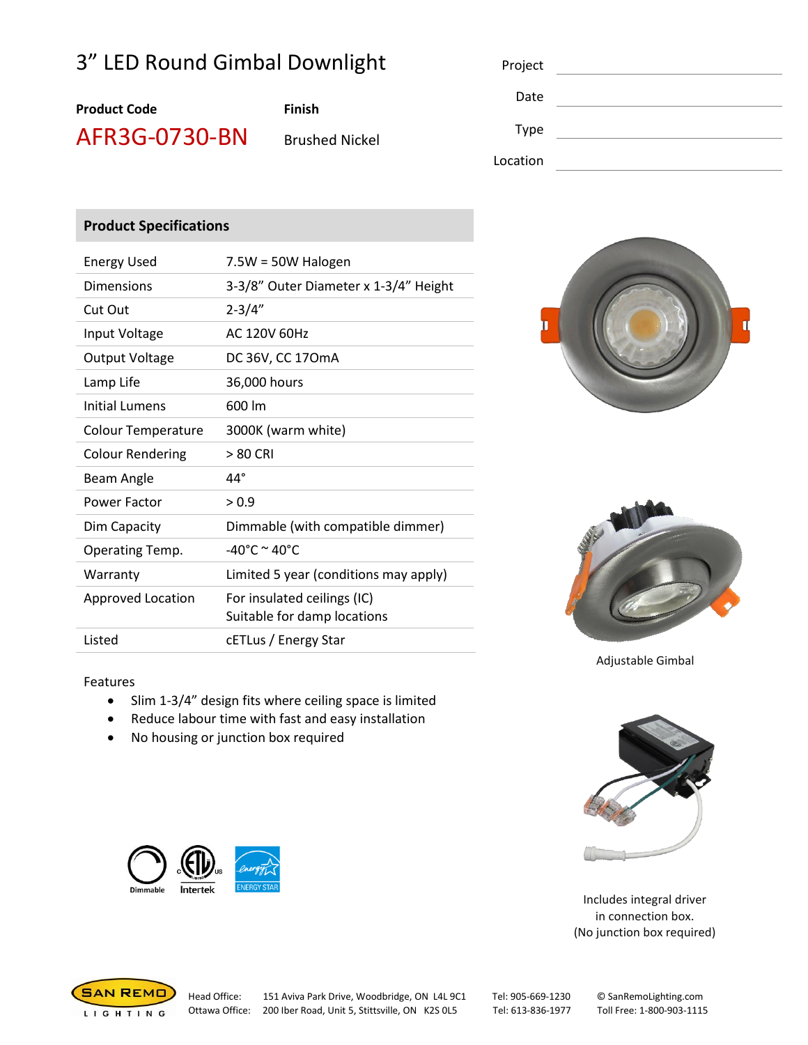# 3” LED Round Gimbal Downlight

**Product Code**

AFR3G-0730-BN

**Finish**

Brushed Nickel

Project ______________________

Date ______________________

Type ______________________

Location ______________________

## Product Specifications

| | |
|---|---|
| Energy Used | 7.5W = 50W Halogen |
| Dimensions | 3-3/8” Outer Diameter x 1-3/4” Height |
| Cut Out | 2-3/4” |
| Input Voltage | AC 120V 60Hz |
| Output Voltage | DC 36V, CC 170mA |
| Lamp Life | 36,000 hours |
| Initial Lumens | 600 lm |
| Colour Temperature | 3000K (warm white) |
| Colour Rendering | > 80 CRI |
| Beam Angle | 44° |
| Power Factor | > 0.9 |
| Dim Capacity | Dimmable (with compatible dimmer) |
| Operating Temp. | -40°C ~ 40°C |
| Warranty | Limited 5 year (conditions may apply) |
| Approved Location | For insulated ceilings (IC)<br>Suitable for damp locations |
| Listed | cETLus / Energy Star |

Adjustable Gimbal

Features

- Slim 1-3/4” design fits where ceiling space is limited
- Reduce labour time with fast and easy installation
- No housing or junction box required

Dimmable Intertek ENERGY STAR

Includes integral driver in connection box. (No junction box required)

SAN REMO LIGHTING

Head Office: 151 Aviva Park Drive, Woodbridge, ON L4L 9C1 Tel: 905-669-1230

Ottawa Office: 200 Iber Road, Unit 5, Stittsville, ON K2S 0L5 Tel: 613-836-1977

© SanRemoLighting.com

Toll Free: 1-800-903-1115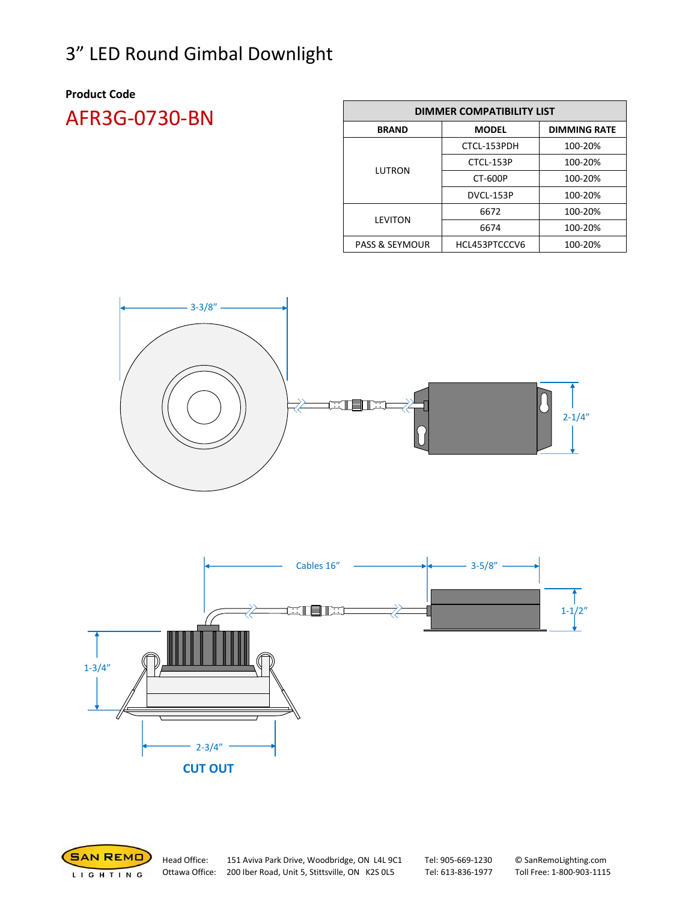# 3" LED Round Gimbal Downlight

**Product Code**

AFR3G-0730-BN

| DIMMER COMPATIBILITY LIST | | |
|---|---|---|
| **BRAND** | **MODEL** | **DIMMING RATE** |
| LUTRON | CTCL-153PDH | 100-20% |
| | CTCL-153P | 100-20% |
| | CT-600P | 100-20% |
| | DVCL-153P | 100-20% |
| LEVITON | 6672 | 100-20% |
| | 6674 | 100-20% |
| PASS & SEYMOUR | HCL453PTCCCV6 | 100-20% |

3-3/8"

2-1/4"

Cables 16"

3-5/8"

1-1/2"

1-3/4"

2-3/4"

**CUT OUT**

SAN REMO LIGHTING

Head Office: 151 Aviva Park Drive, Woodbridge, ON L4L 9C1 Tel: 905-669-1230 © SanRemoLighting.com

Ottawa Office: 200 Iber Road, Unit 5, Stittsville, ON K2S 0L5 Tel: 613-836-1977 Toll Free: 1-800-903-1115